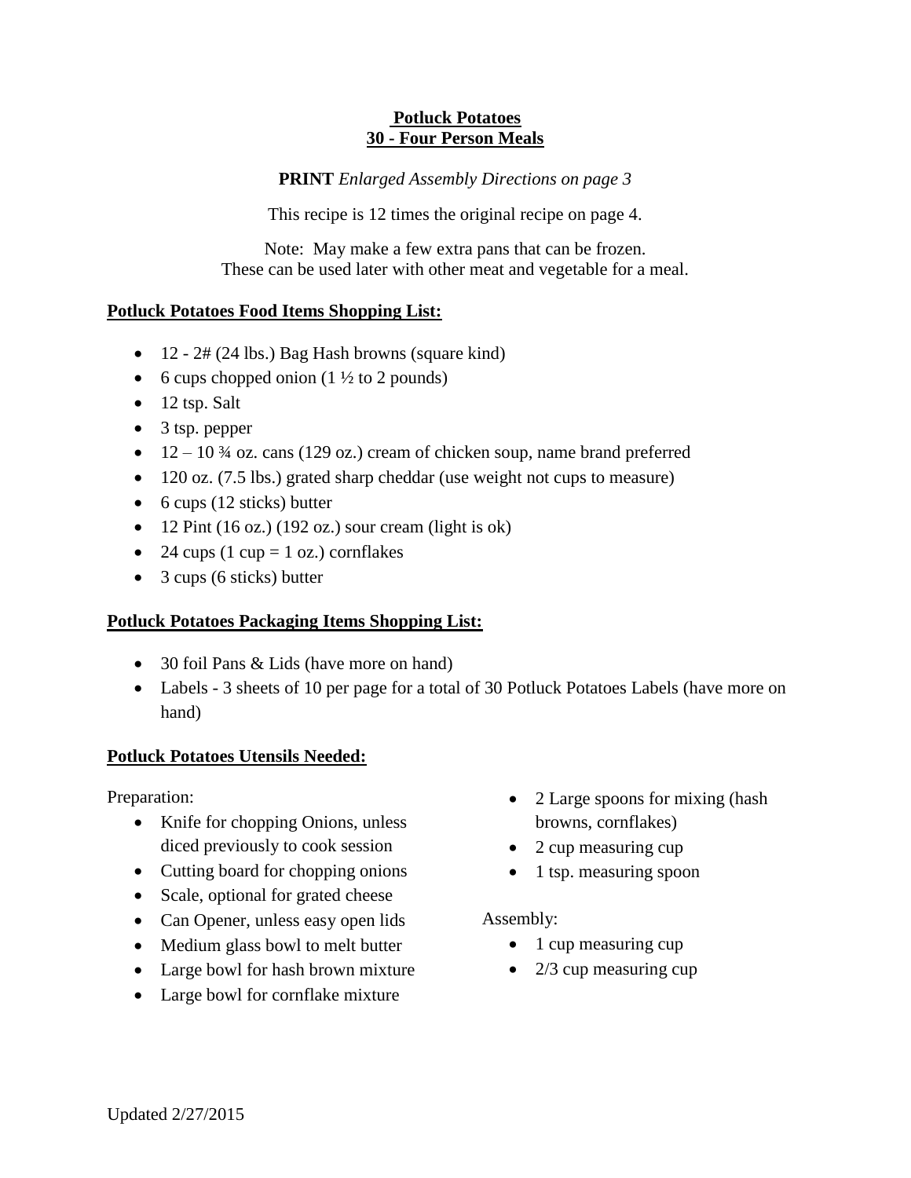**<u>Potluck Potatoes</u>**
**<u>30 - Four Person Meals</u>**

**PRINT** *Enlarged Assembly Directions on page 3*

This recipe is 12 times the original recipe on page 4.

Note: May make a few extra pans that can be frozen.
These can be used later with other meat and vegetable for a meal.

## Potluck Potatoes Food Items Shopping List:

- 12 - 2# (24 lbs.) Bag Hash browns (square kind)
- 6 cups chopped onion (1 ½ to 2 pounds)
- 12 tsp. Salt
- 3 tsp. pepper
- 12 – 10 ¾ oz. cans (129 oz.) cream of chicken soup, name brand preferred
- 120 oz. (7.5 lbs.) grated sharp cheddar (use weight not cups to measure)
- 6 cups (12 sticks) butter
- 12 Pint (16 oz.) (192 oz.) sour cream (light is ok)
- 24 cups (1 cup = 1 oz.) cornflakes
- 3 cups (6 sticks) butter

## Potluck Potatoes Packaging Items Shopping List:

- 30 foil Pans & Lids (have more on hand)
- Labels - 3 sheets of 10 per page for a total of 30 Potluck Potatoes Labels (have more on hand)

## Potluck Potatoes Utensils Needed:

Preparation:

- Knife for chopping Onions, unless diced previously to cook session
- Cutting board for chopping onions
- Scale, optional for grated cheese
- Can Opener, unless easy open lids
- Medium glass bowl to melt butter
- Large bowl for hash brown mixture
- Large bowl for cornflake mixture
- 2 Large spoons for mixing (hash browns, cornflakes)
- 2 cup measuring cup
- 1 tsp. measuring spoon

Assembly:

- 1 cup measuring cup
- 2/3 cup measuring cup

Updated 2/27/2015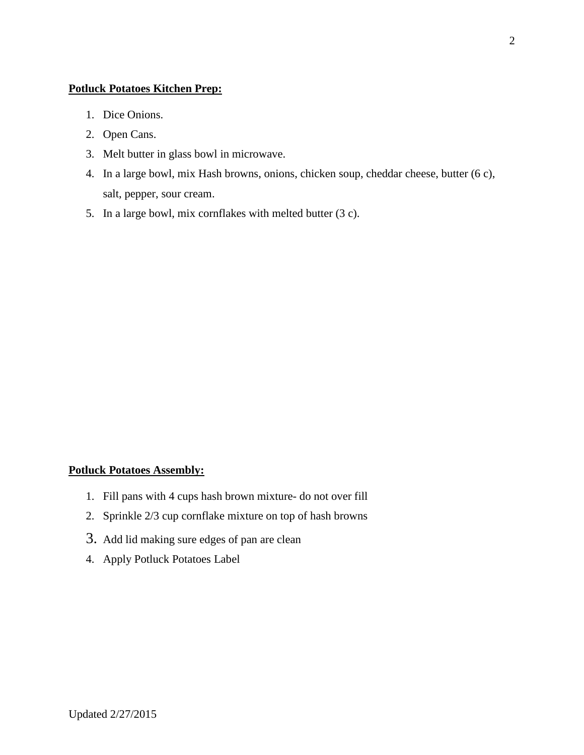**Potluck Potatoes Kitchen Prep:**

1. Dice Onions.
2. Open Cans.
3. Melt butter in glass bowl in microwave.
4. In a large bowl, mix Hash browns, onions, chicken soup, cheddar cheese, butter (6 c), salt, pepper, sour cream.
5. In a large bowl, mix cornflakes with melted butter (3 c).

**Potluck Potatoes Assembly:**

1. Fill pans with 4 cups hash brown mixture- do not over fill
2. Sprinkle 2/3 cup cornflake mixture on top of hash browns
3. Add lid making sure edges of pan are clean
4. Apply Potluck Potatoes Label

Updated 2/27/2015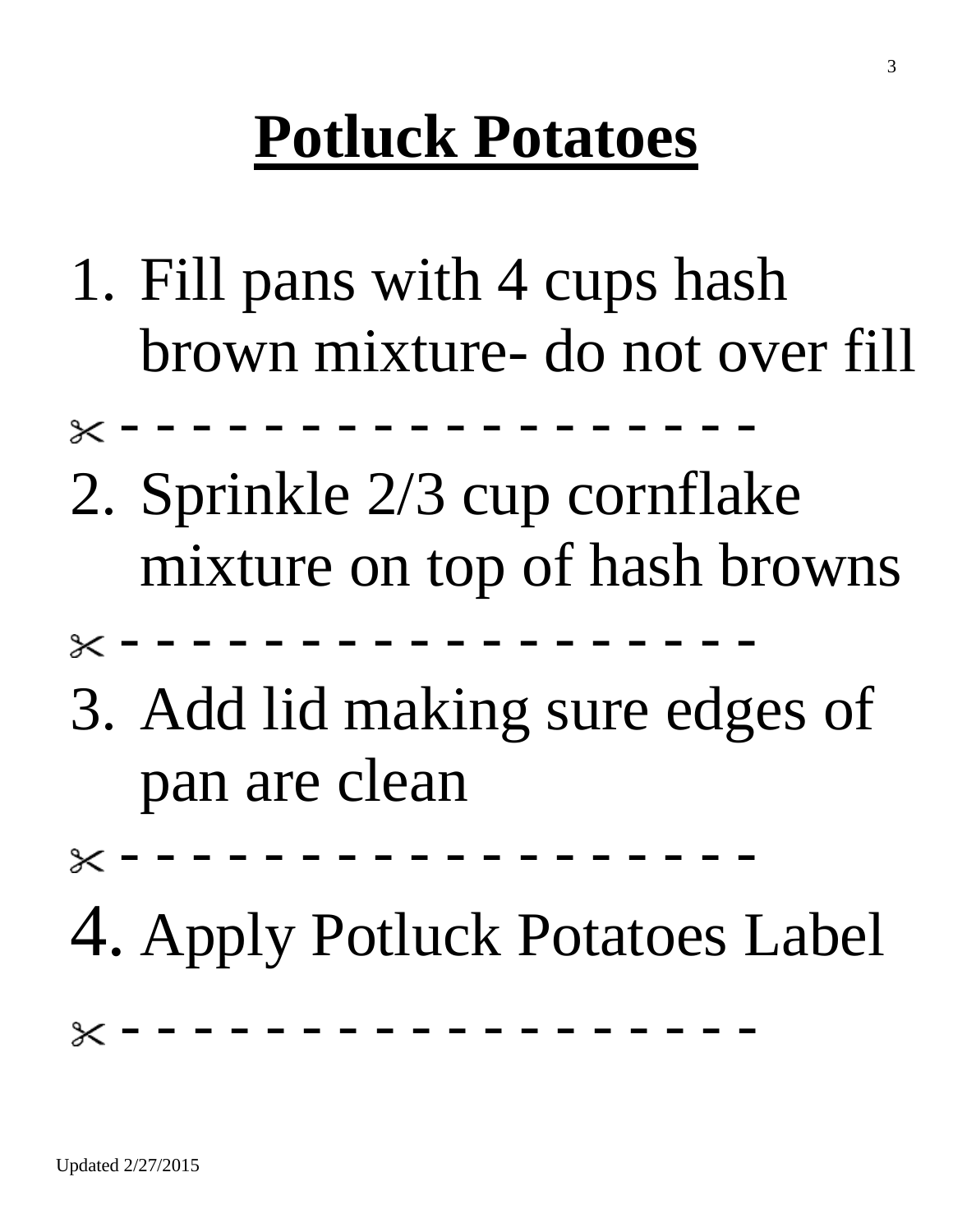# Potluck Potatoes

1. Fill pans with 4 cups hash brown mixture- do not over fill

✂ - - - - - - - - - - - - - - - - - - - -

2. Sprinkle 2/3 cup cornflake mixture on top of hash browns

✂ - - - - - - - - - - - - - - - - - - - -

3. Add lid making sure edges of pan are clean

✂ - - - - - - - - - - - - - - - - - - - -

4. Apply Potluck Potatoes Label

✂ - - - - - - - - - - - - - - - - - - - -

Updated 2/27/2015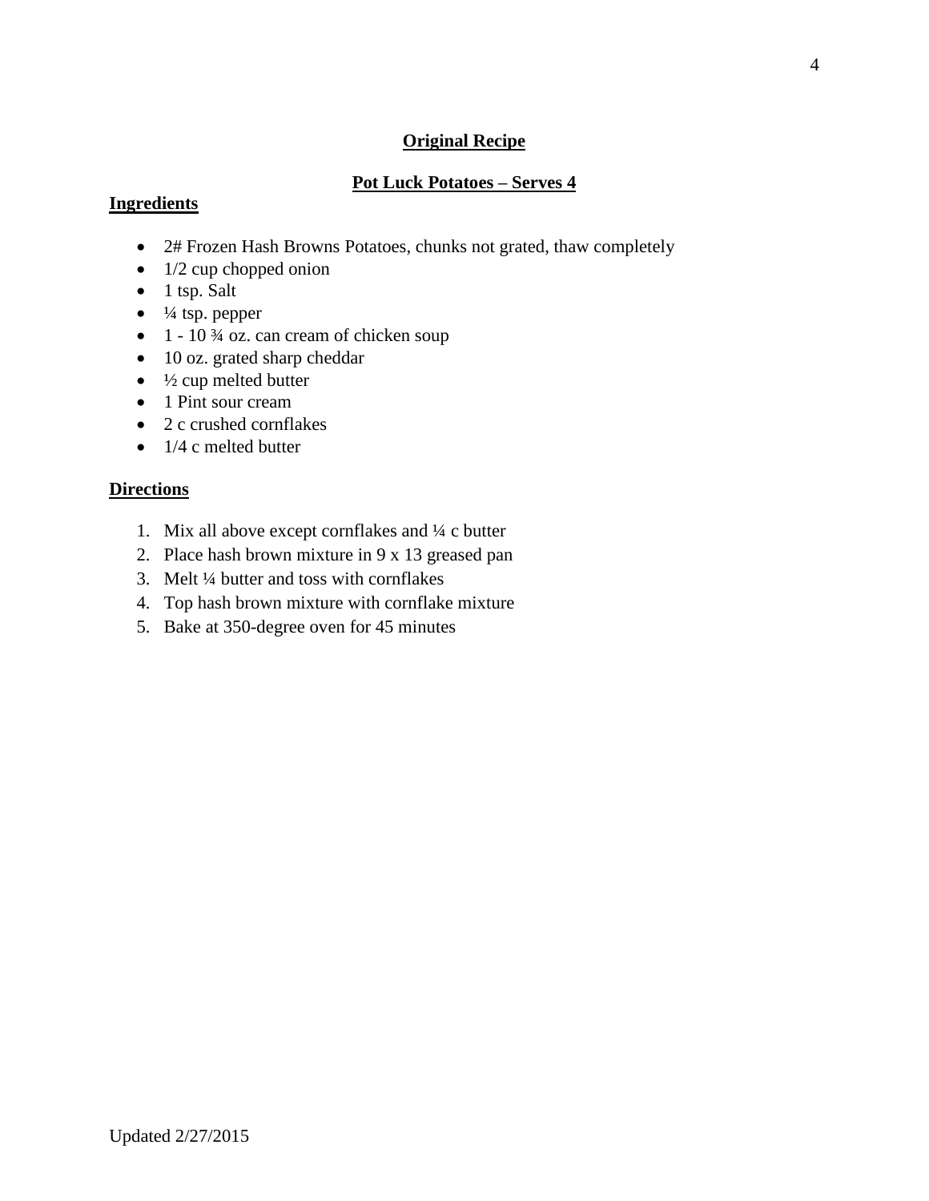## Original Recipe

## Pot Luck Potatoes – Serves 4

### Ingredients

- 2# Frozen Hash Browns Potatoes, chunks not grated, thaw completely
- 1/2 cup chopped onion
- 1 tsp. Salt
- ¼ tsp. pepper
- 1 - 10 ¾ oz. can cream of chicken soup
- 10 oz. grated sharp cheddar
- ½ cup melted butter
- 1 Pint sour cream
- 2 c crushed cornflakes
- 1/4 c melted butter

### Directions

1. Mix all above except cornflakes and ¼ c butter
2. Place hash brown mixture in 9 x 13 greased pan
3. Melt ¼ butter and toss with cornflakes
4. Top hash brown mixture with cornflake mixture
5. Bake at 350-degree oven for 45 minutes

Updated 2/27/2015